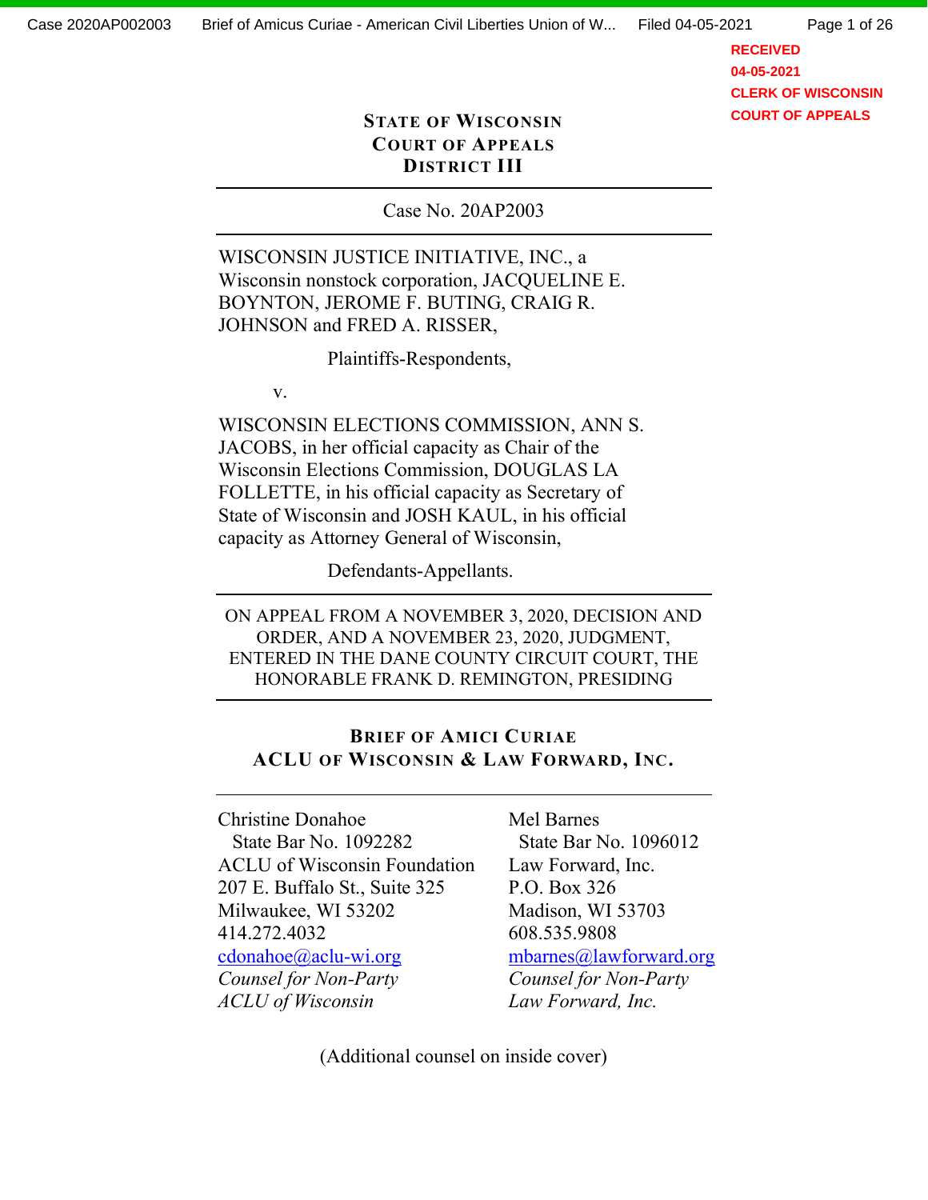**STATE OF WISCONSIN**
**COURT OF APPEALS**
**DISTRICT III**

---

Case No. 20AP2003

---

WISCONSIN JUSTICE INITIATIVE, INC., a Wisconsin nonstock corporation, JACQUELINE E. BOYNTON, JEROME F. BUTING, CRAIG R. JOHNSON and FRED A. RISSER,

Plaintiffs-Respondents,

v.

WISCONSIN ELECTIONS COMMISSION, ANN S. JACOBS, in her official capacity as Chair of the Wisconsin Elections Commission, DOUGLAS LA FOLLETTE, in his official capacity as Secretary of State of Wisconsin and JOSH KAUL, in his official capacity as Attorney General of Wisconsin,

Defendants-Appellants.

---

ON APPEAL FROM A NOVEMBER 3, 2020, DECISION AND ORDER, AND A NOVEMBER 23, 2020, JUDGMENT, ENTERED IN THE DANE COUNTY CIRCUIT COURT, THE HONORABLE FRANK D. REMINGTON, PRESIDING

---

# BRIEF OF AMICI CURIAE ACLU OF WISCONSIN & LAW FORWARD, INC.

---

Christine Donahoe
State Bar No. 1092282
ACLU of Wisconsin Foundation
207 E. Buffalo St., Suite 325
Milwaukee, WI 53202
414.272.4032
cdonahoe@aclu-wi.org
*Counsel for Non-Party ACLU of Wisconsin*

Mel Barnes
State Bar No. 1096012
Law Forward, Inc.
P.O. Box 326
Madison, WI 53703
608.535.9808
mbarnes@lawforward.org
*Counsel for Non-Party Law Forward, Inc.*

(Additional counsel on inside cover)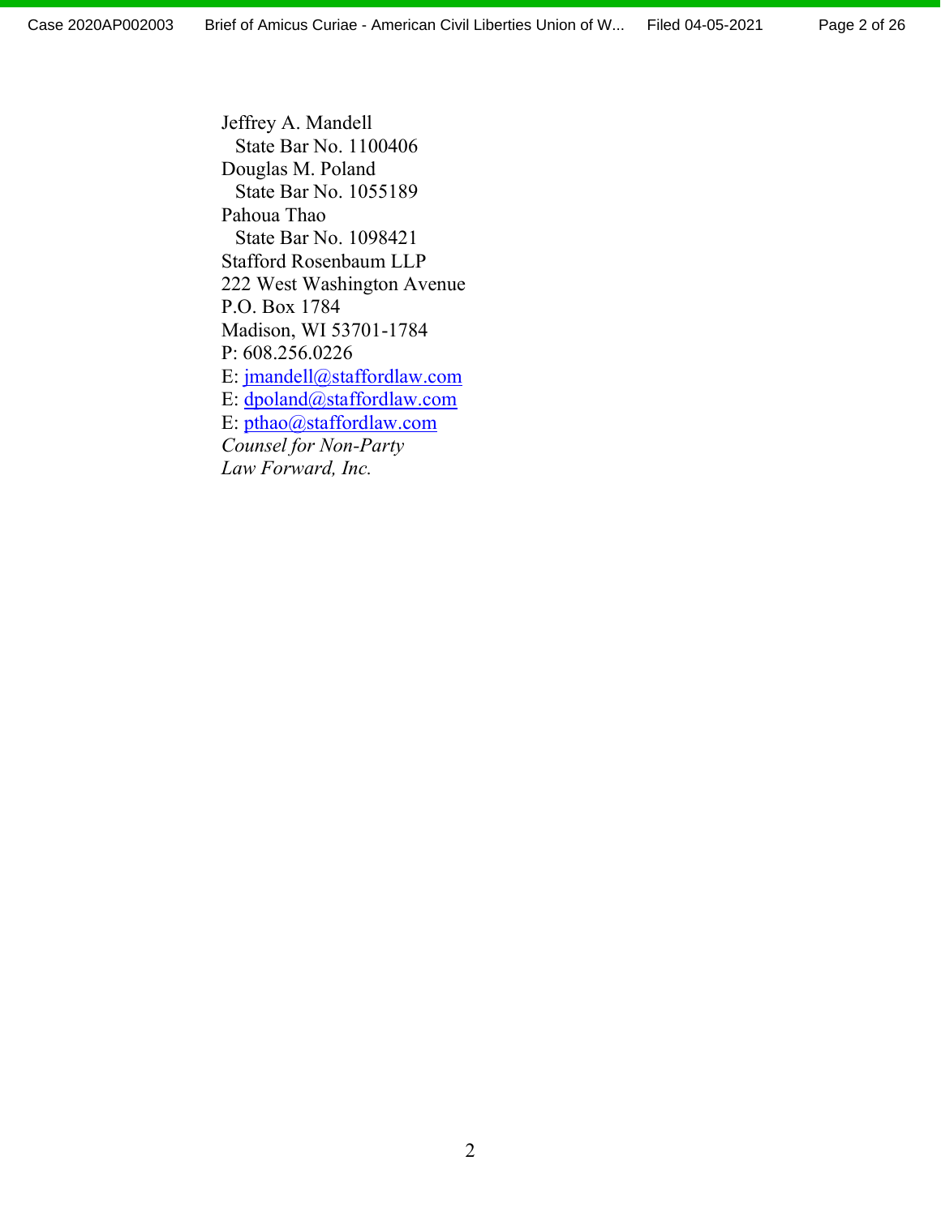Jeffrey A. Mandell
State Bar No. 1100406
Douglas M. Poland
State Bar No. 1055189
Pahoua Thao
State Bar No. 1098421
Stafford Rosenbaum LLP
222 West Washington Avenue
P.O. Box 1784
Madison, WI 53701-1784
P: 608.256.0226
E: jmandell@staffordlaw.com
E: dpoland@staffordlaw.com
E: pthao@staffordlaw.com
*Counsel for Non-Party*
*Law Forward, Inc.*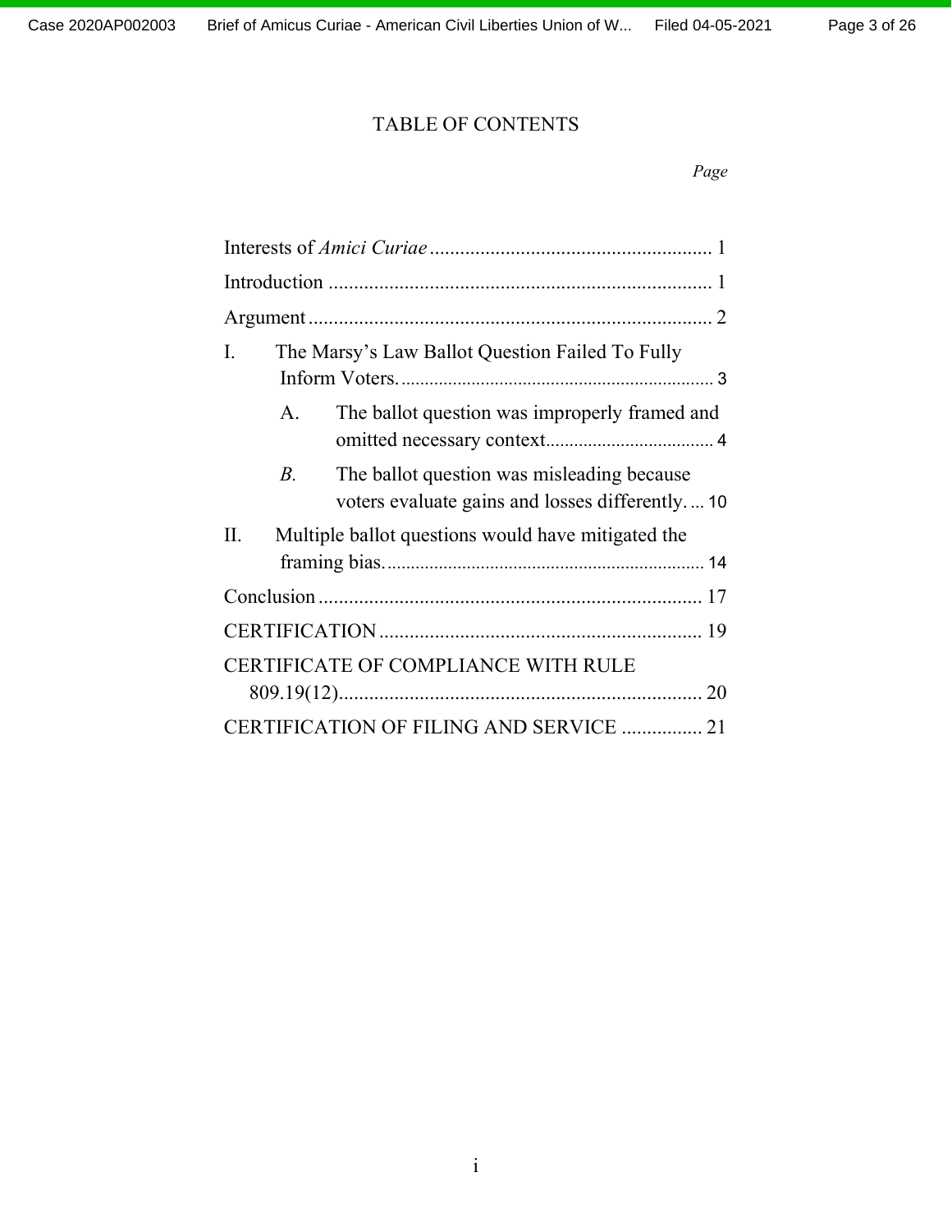# TABLE OF CONTENTS

*Page*

Interests of *Amici Curiae* ........................................................ 1

Introduction ............................................................................ 1

Argument ................................................................................ 2

I. The Marsy's Law Ballot Question Failed To Fully Inform Voters. .................................................................. 3

  A. The ballot question was improperly framed and omitted necessary context.................................... 4

  *B.* The ballot question was misleading because voters evaluate gains and losses differently. ... 10

II. Multiple ballot questions would have mitigated the framing bias. .................................................................. 14

Conclusion ............................................................................ 17

CERTIFICATION ................................................................ 19

CERTIFICATE OF COMPLIANCE WITH RULE 809.19(12)......................................................................... 20

CERTIFICATION OF FILING AND SERVICE ................ 21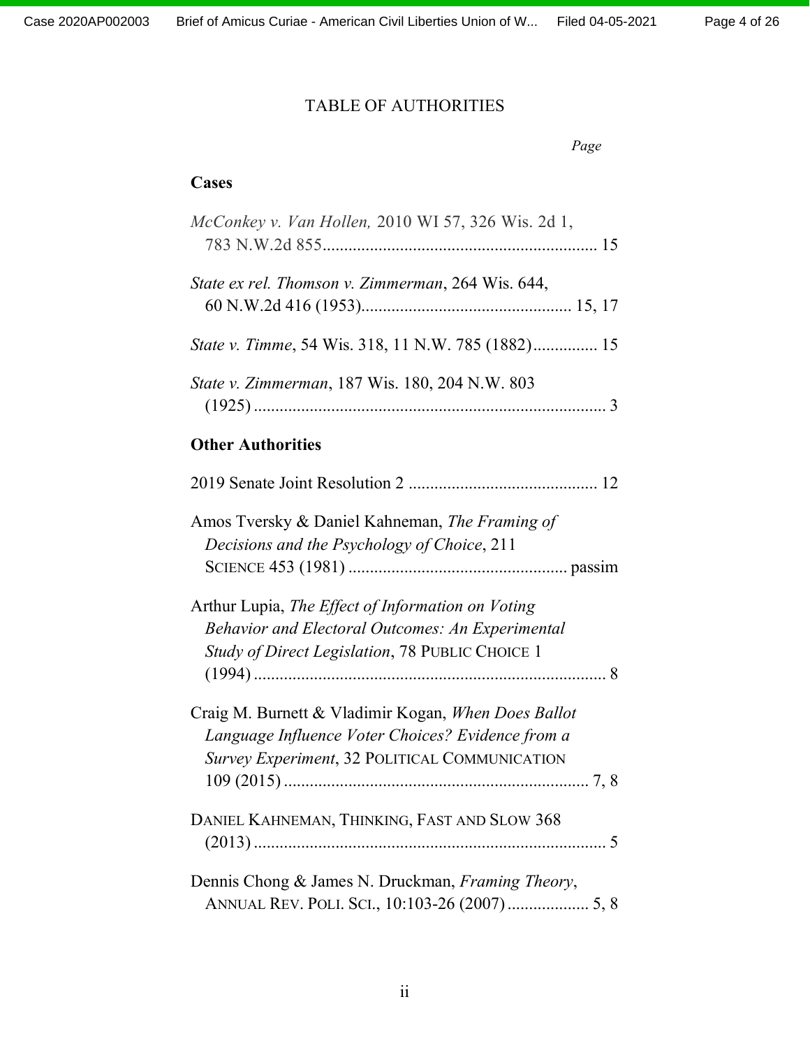# TABLE OF AUTHORITIES

*Page*

**Cases**

*McConkey v. Van Hollen,* 2010 WI 57, 326 Wis. 2d 1, 783 N.W.2d 855 ............................................................... 15

*State ex rel. Thomson v. Zimmerman*, 264 Wis. 644, 60 N.W.2d 416 (1953)................................................. 15, 17

*State v. Timme*, 54 Wis. 318, 11 N.W. 785 (1882)............... 15

*State v. Zimmerman*, 187 Wis. 180, 204 N.W. 803 (1925) .................................................................................. 3

**Other Authorities**

2019 Senate Joint Resolution 2 ............................................ 12

Amos Tversky & Daniel Kahneman, *The Framing of Decisions and the Psychology of Choice*, 211 SCIENCE 453 (1981) .................................................. passim

Arthur Lupia, *The Effect of Information on Voting Behavior and Electoral Outcomes: An Experimental Study of Direct Legislation*, 78 PUBLIC CHOICE 1 (1994) .................................................................................. 8

Craig M. Burnett & Vladimir Kogan, *When Does Ballot Language Influence Voter Choices? Evidence from a Survey Experiment*, 32 POLITICAL COMMUNICATION 109 (2015) ....................................................................... 7, 8

DANIEL KAHNEMAN, THINKING, FAST AND SLOW 368 (2013) .................................................................................. 5

Dennis Chong & James N. Druckman, *Framing Theory*, ANNUAL REV. POLI. SCI., 10:103-26 (2007) ................... 5, 8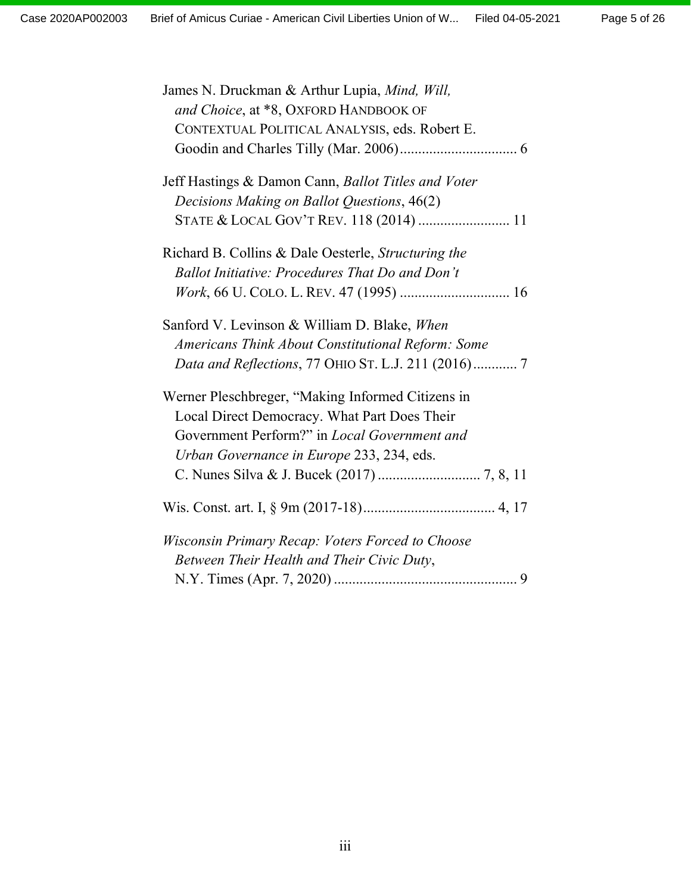James N. Druckman & Arthur Lupia, *Mind, Will, and Choice*, at *8, OXFORD HANDBOOK OF CONTEXTUAL POLITICAL ANALYSIS, eds. Robert E. Goodin and Charles Tilly (Mar. 2006)................................ 6

Jeff Hastings & Damon Cann, *Ballot Titles and Voter Decisions Making on Ballot Questions*, 46(2) STATE & LOCAL GOV'T REV. 118 (2014) ......................... 11

Richard B. Collins & Dale Oesterle, *Structuring the Ballot Initiative: Procedures That Do and Don't Work*, 66 U. COLO. L. REV. 47 (1995) .............................. 16

Sanford V. Levinson & William D. Blake, *When Americans Think About Constitutional Reform: Some Data and Reflections*, 77 OHIO ST. L.J. 211 (2016)............ 7

Werner Pleschbreger, "Making Informed Citizens in Local Direct Democracy. What Part Does Their Government Perform?" in *Local Government and Urban Governance in Europe* 233, 234, eds. C. Nunes Silva & J. Bucek (2017) ............................ 7, 8, 11

Wis. Const. art. I, § 9m (2017-18).................................... 4, 17

*Wisconsin Primary Recap: Voters Forced to Choose Between Their Health and Their Civic Duty*, N.Y. Times (Apr. 7, 2020) .................................................. 9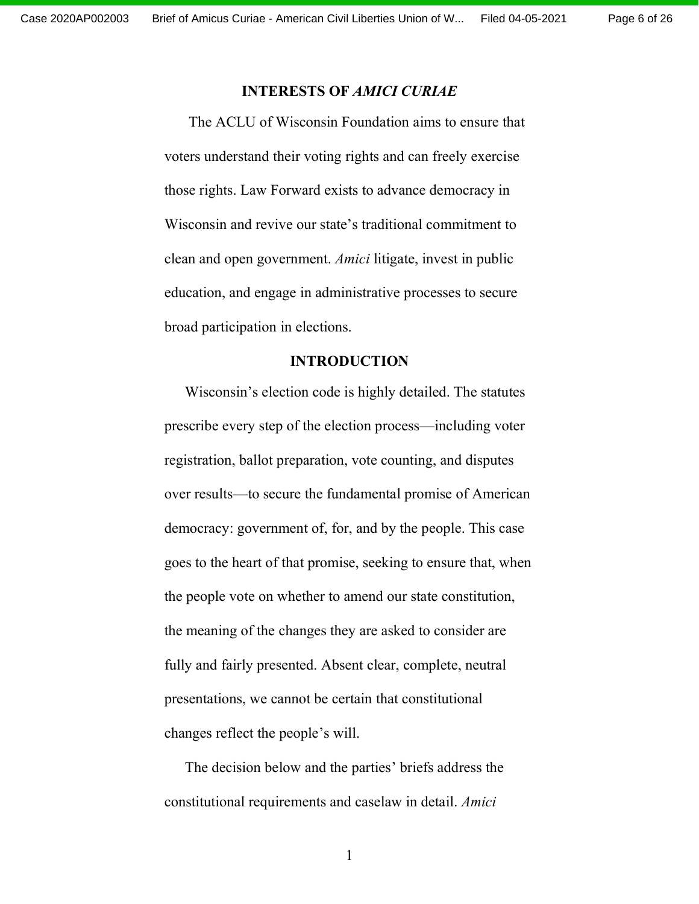## INTERESTS OF *AMICI CURIAE*

The ACLU of Wisconsin Foundation aims to ensure that voters understand their voting rights and can freely exercise those rights. Law Forward exists to advance democracy in Wisconsin and revive our state's traditional commitment to clean and open government. *Amici* litigate, invest in public education, and engage in administrative processes to secure broad participation in elections.

## INTRODUCTION

Wisconsin's election code is highly detailed. The statutes prescribe every step of the election process—including voter registration, ballot preparation, vote counting, and disputes over results—to secure the fundamental promise of American democracy: government of, for, and by the people. This case goes to the heart of that promise, seeking to ensure that, when the people vote on whether to amend our state constitution, the meaning of the changes they are asked to consider are fully and fairly presented. Absent clear, complete, neutral presentations, we cannot be certain that constitutional changes reflect the people's will.

The decision below and the parties' briefs address the constitutional requirements and caselaw in detail. *Amici*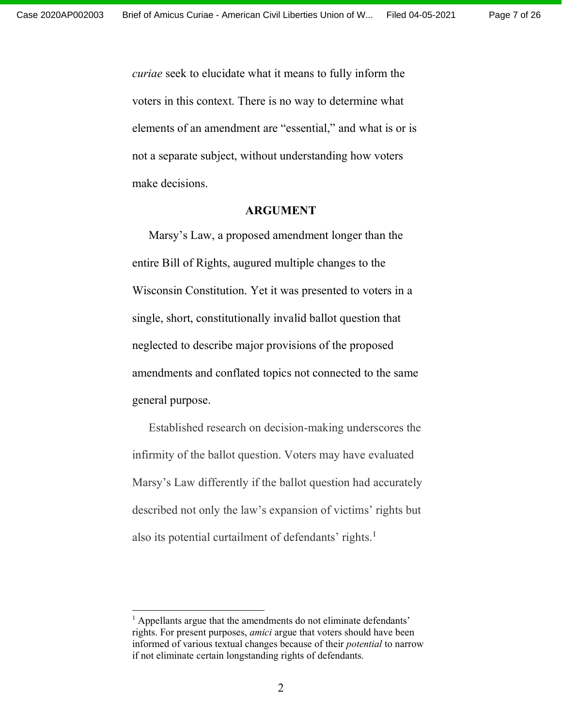*curiae* seek to elucidate what it means to fully inform the voters in this context. There is no way to determine what elements of an amendment are "essential," and what is or is not a separate subject, without understanding how voters make decisions.

## ARGUMENT

Marsy's Law, a proposed amendment longer than the entire Bill of Rights, augured multiple changes to the Wisconsin Constitution. Yet it was presented to voters in a single, short, constitutionally invalid ballot question that neglected to describe major provisions of the proposed amendments and conflated topics not connected to the same general purpose.

Established research on decision-making underscores the infirmity of the ballot question. Voters may have evaluated Marsy's Law differently if the ballot question had accurately described not only the law's expansion of victims' rights but also its potential curtailment of defendants' rights.[1]

[1] Appellants argue that the amendments do not eliminate defendants' rights. For present purposes, *amici* argue that voters should have been informed of various textual changes because of their *potential* to narrow if not eliminate certain longstanding rights of defendants.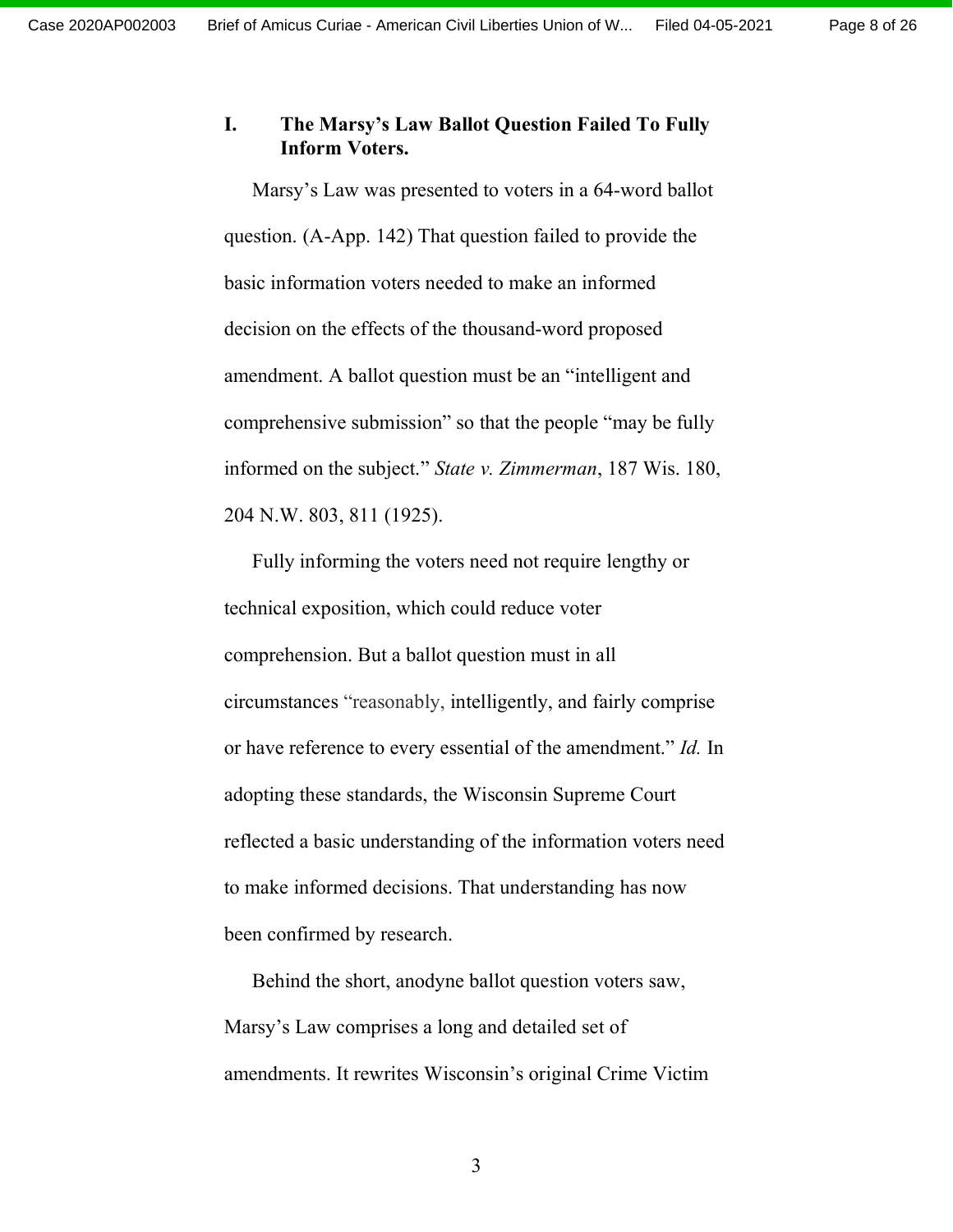## I. The Marsy's Law Ballot Question Failed To Fully Inform Voters.

Marsy's Law was presented to voters in a 64-word ballot question. (A-App. 142) That question failed to provide the basic information voters needed to make an informed decision on the effects of the thousand-word proposed amendment. A ballot question must be an "intelligent and comprehensive submission" so that the people "may be fully informed on the subject." *State v. Zimmerman*, 187 Wis. 180, 204 N.W. 803, 811 (1925).

Fully informing the voters need not require lengthy or technical exposition, which could reduce voter comprehension. But a ballot question must in all circumstances "reasonably, intelligently, and fairly comprise or have reference to every essential of the amendment." *Id.* In adopting these standards, the Wisconsin Supreme Court reflected a basic understanding of the information voters need to make informed decisions. That understanding has now been confirmed by research.

Behind the short, anodyne ballot question voters saw, Marsy's Law comprises a long and detailed set of amendments. It rewrites Wisconsin's original Crime Victim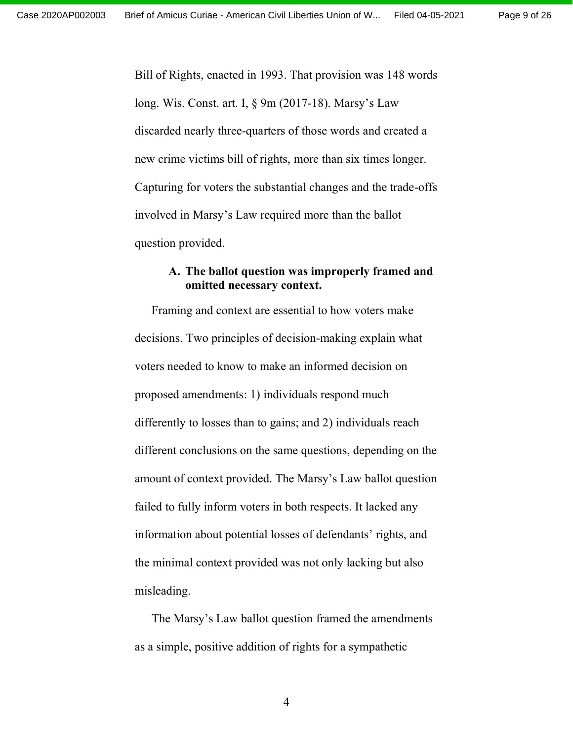Bill of Rights, enacted in 1993. That provision was 148 words long. Wis. Const. art. I, § 9m (2017-18). Marsy's Law discarded nearly three-quarters of those words and created a new crime victims bill of rights, more than six times longer. Capturing for voters the substantial changes and the trade-offs involved in Marsy's Law required more than the ballot question provided.

### A. The ballot question was improperly framed and omitted necessary context.

Framing and context are essential to how voters make decisions. Two principles of decision-making explain what voters needed to know to make an informed decision on proposed amendments: 1) individuals respond much differently to losses than to gains; and 2) individuals reach different conclusions on the same questions, depending on the amount of context provided. The Marsy's Law ballot question failed to fully inform voters in both respects. It lacked any information about potential losses of defendants' rights, and the minimal context provided was not only lacking but also misleading.

The Marsy's Law ballot question framed the amendments as a simple, positive addition of rights for a sympathetic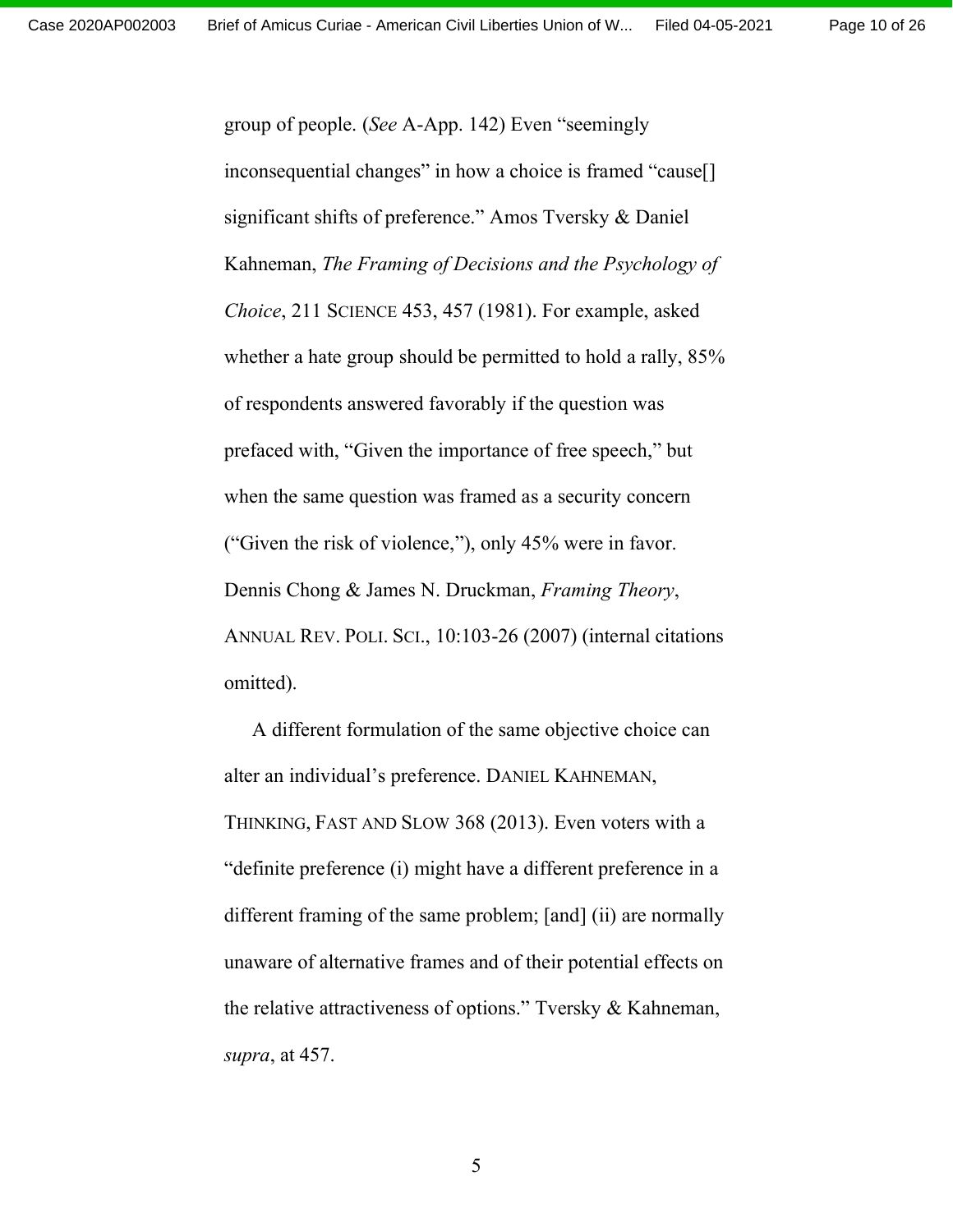group of people. (*See* A-App. 142) Even "seemingly inconsequential changes" in how a choice is framed "cause[] significant shifts of preference." Amos Tversky & Daniel Kahneman, *The Framing of Decisions and the Psychology of Choice*, 211 SCIENCE 453, 457 (1981). For example, asked whether a hate group should be permitted to hold a rally, 85% of respondents answered favorably if the question was prefaced with, "Given the importance of free speech," but when the same question was framed as a security concern ("Given the risk of violence,"), only 45% were in favor. Dennis Chong & James N. Druckman, *Framing Theory*, ANNUAL REV. POLI. SCI., 10:103-26 (2007) (internal citations omitted).

A different formulation of the same objective choice can alter an individual's preference. DANIEL KAHNEMAN, THINKING, FAST AND SLOW 368 (2013). Even voters with a "definite preference (i) might have a different preference in a different framing of the same problem; [and] (ii) are normally unaware of alternative frames and of their potential effects on the relative attractiveness of options." Tversky & Kahneman, *supra*, at 457.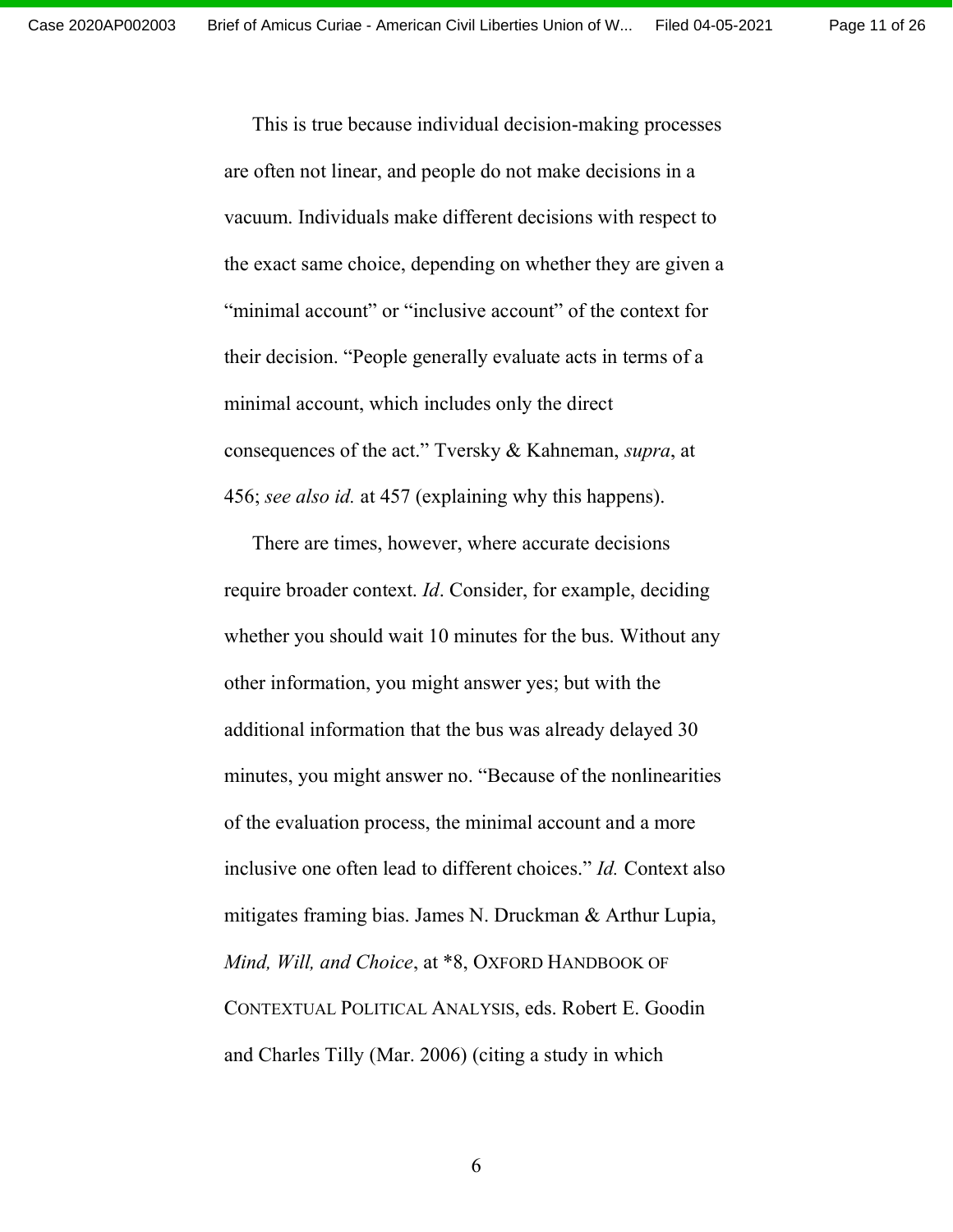This is true because individual decision-making processes are often not linear, and people do not make decisions in a vacuum. Individuals make different decisions with respect to the exact same choice, depending on whether they are given a "minimal account" or "inclusive account" of the context for their decision. "People generally evaluate acts in terms of a minimal account, which includes only the direct consequences of the act." Tversky & Kahneman, *supra*, at 456; *see also id.* at 457 (explaining why this happens).

There are times, however, where accurate decisions require broader context. *Id*. Consider, for example, deciding whether you should wait 10 minutes for the bus. Without any other information, you might answer yes; but with the additional information that the bus was already delayed 30 minutes, you might answer no. "Because of the nonlinearities of the evaluation process, the minimal account and a more inclusive one often lead to different choices." *Id.* Context also mitigates framing bias. James N. Druckman & Arthur Lupia, *Mind, Will, and Choice*, at *8, OXFORD HANDBOOK OF CONTEXTUAL POLITICAL ANALYSIS, eds. Robert E. Goodin and Charles Tilly (Mar. 2006) (citing a study in which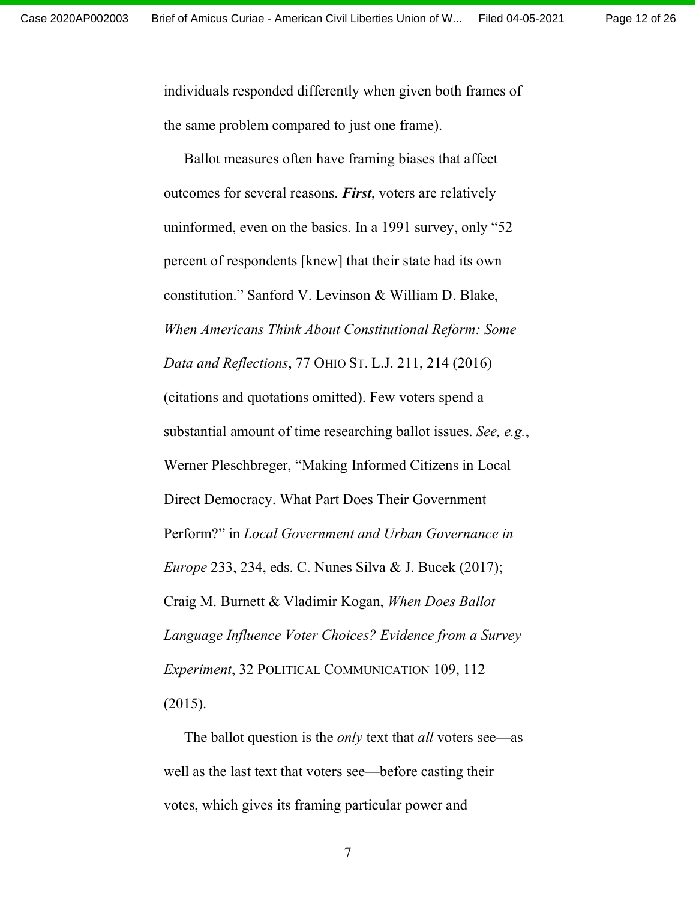individuals responded differently when given both frames of the same problem compared to just one frame).

Ballot measures often have framing biases that affect outcomes for several reasons. ***First***, voters are relatively uninformed, even on the basics. In a 1991 survey, only "52 percent of respondents [knew] that their state had its own constitution." Sanford V. Levinson & William D. Blake, *When Americans Think About Constitutional Reform: Some Data and Reflections*, 77 OHIO ST. L.J. 211, 214 (2016) (citations and quotations omitted). Few voters spend a substantial amount of time researching ballot issues. *See, e.g.*, Werner Pleschbreger, "Making Informed Citizens in Local Direct Democracy. What Part Does Their Government Perform?" in *Local Government and Urban Governance in Europe* 233, 234, eds. C. Nunes Silva & J. Bucek (2017); Craig M. Burnett & Vladimir Kogan, *When Does Ballot Language Influence Voter Choices? Evidence from a Survey Experiment*, 32 POLITICAL COMMUNICATION 109, 112 (2015).

The ballot question is the *only* text that *all* voters see—as well as the last text that voters see—before casting their votes, which gives its framing particular power and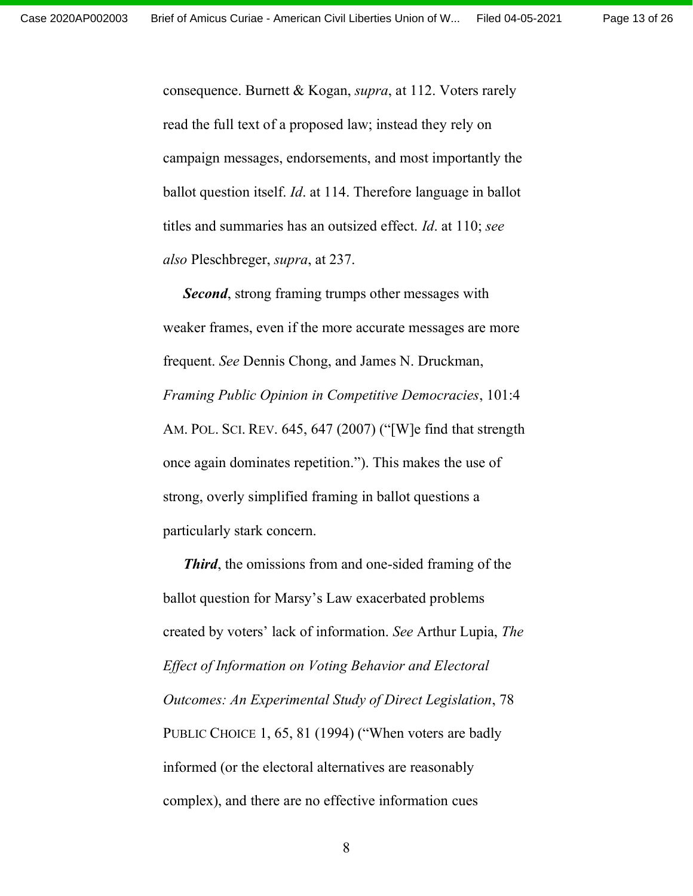consequence. Burnett & Kogan, *supra*, at 112. Voters rarely read the full text of a proposed law; instead they rely on campaign messages, endorsements, and most importantly the ballot question itself. *Id*. at 114. Therefore language in ballot titles and summaries has an outsized effect. *Id*. at 110; *see also* Pleschbreger, *supra*, at 237.

***Second***, strong framing trumps other messages with weaker frames, even if the more accurate messages are more frequent. *See* Dennis Chong, and James N. Druckman, *Framing Public Opinion in Competitive Democracies*, 101:4 AM. POL. SCI. REV. 645, 647 (2007) ("[W]e find that strength once again dominates repetition."). This makes the use of strong, overly simplified framing in ballot questions a particularly stark concern.

***Third***, the omissions from and one-sided framing of the ballot question for Marsy's Law exacerbated problems created by voters' lack of information. *See* Arthur Lupia, *The Effect of Information on Voting Behavior and Electoral Outcomes: An Experimental Study of Direct Legislation*, 78 PUBLIC CHOICE 1, 65, 81 (1994) ("When voters are badly informed (or the electoral alternatives are reasonably complex), and there are no effective information cues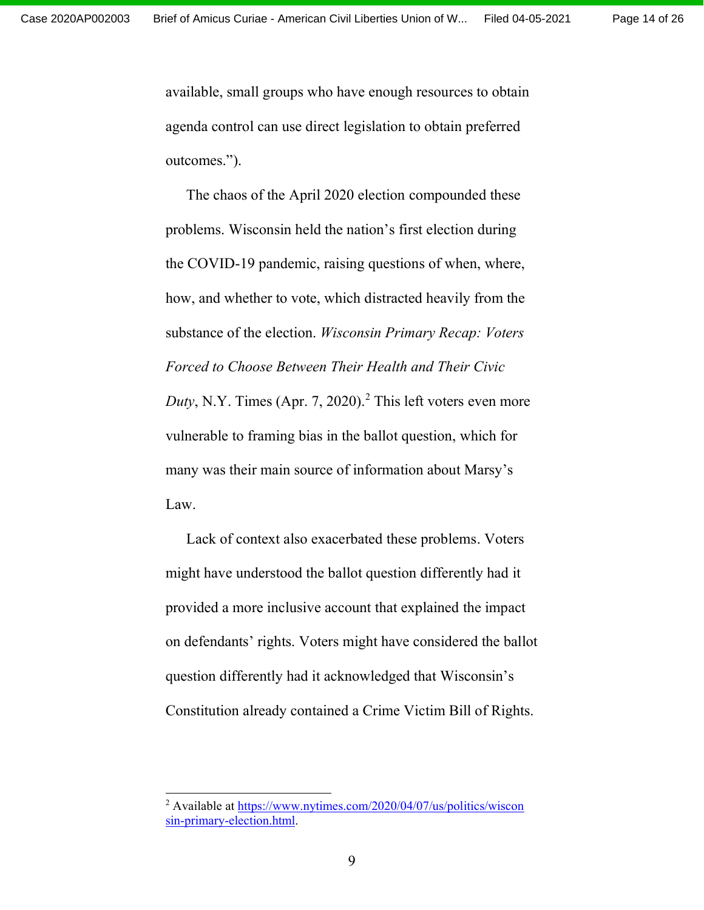available, small groups who have enough resources to obtain agenda control can use direct legislation to obtain preferred outcomes.”).

The chaos of the April 2020 election compounded these problems. Wisconsin held the nation’s first election during the COVID-19 pandemic, raising questions of when, where, how, and whether to vote, which distracted heavily from the substance of the election. *Wisconsin Primary Recap: Voters Forced to Choose Between Their Health and Their Civic Duty*, N.Y. Times (Apr. 7, 2020).[2] This left voters even more vulnerable to framing bias in the ballot question, which for many was their main source of information about Marsy’s Law.

Lack of context also exacerbated these problems. Voters might have understood the ballot question differently had it provided a more inclusive account that explained the impact on defendants’ rights. Voters might have considered the ballot question differently had it acknowledged that Wisconsin’s Constitution already contained a Crime Victim Bill of Rights.

---

[2] Available at https://www.nytimes.com/2020/04/07/us/politics/wisconsin-primary-election.html.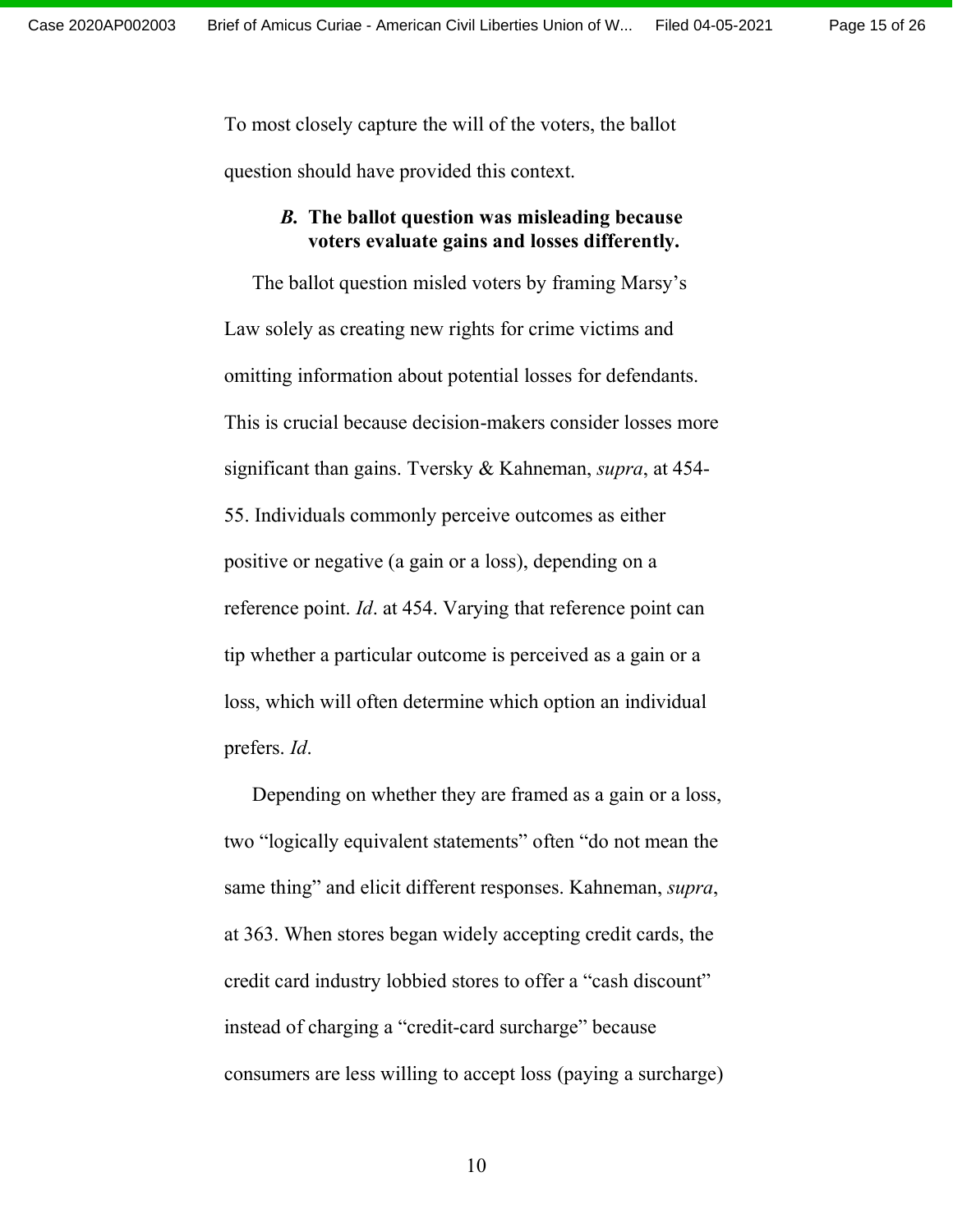To most closely capture the will of the voters, the ballot question should have provided this context.

### *B.* The ballot question was misleading because voters evaluate gains and losses differently.

The ballot question misled voters by framing Marsy's Law solely as creating new rights for crime victims and omitting information about potential losses for defendants. This is crucial because decision-makers consider losses more significant than gains. Tversky & Kahneman, *supra*, at 454-55. Individuals commonly perceive outcomes as either positive or negative (a gain or a loss), depending on a reference point. *Id*. at 454. Varying that reference point can tip whether a particular outcome is perceived as a gain or a loss, which will often determine which option an individual prefers. *Id*.

Depending on whether they are framed as a gain or a loss, two "logically equivalent statements" often "do not mean the same thing" and elicit different responses. Kahneman, *supra*, at 363. When stores began widely accepting credit cards, the credit card industry lobbied stores to offer a "cash discount" instead of charging a "credit-card surcharge" because consumers are less willing to accept loss (paying a surcharge)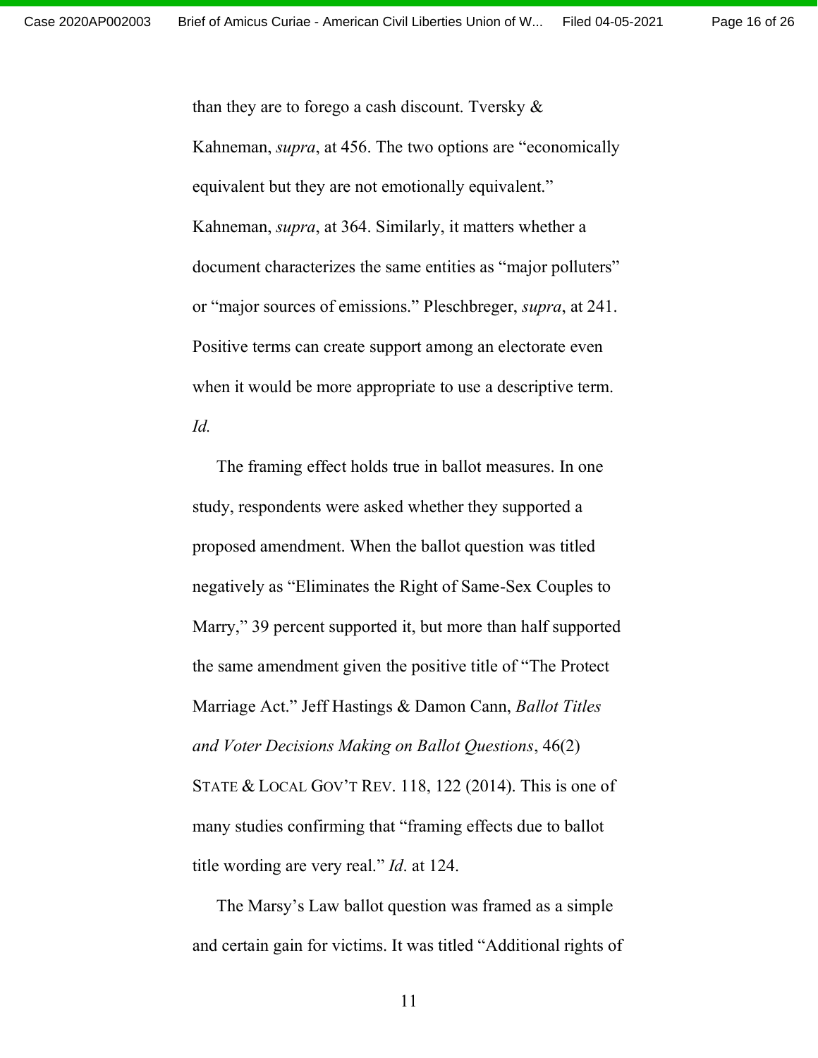than they are to forego a cash discount. Tversky & Kahneman, *supra*, at 456. The two options are "economically equivalent but they are not emotionally equivalent." Kahneman, *supra*, at 364. Similarly, it matters whether a document characterizes the same entities as "major polluters" or "major sources of emissions." Pleschbreger, *supra*, at 241. Positive terms can create support among an electorate even when it would be more appropriate to use a descriptive term. *Id.*

The framing effect holds true in ballot measures. In one study, respondents were asked whether they supported a proposed amendment. When the ballot question was titled negatively as "Eliminates the Right of Same-Sex Couples to Marry," 39 percent supported it, but more than half supported the same amendment given the positive title of "The Protect Marriage Act." Jeff Hastings & Damon Cann, *Ballot Titles and Voter Decisions Making on Ballot Questions*, 46(2) STATE & LOCAL GOV'T REV. 118, 122 (2014). This is one of many studies confirming that "framing effects due to ballot title wording are very real." *Id*. at 124.

The Marsy's Law ballot question was framed as a simple and certain gain for victims. It was titled "Additional rights of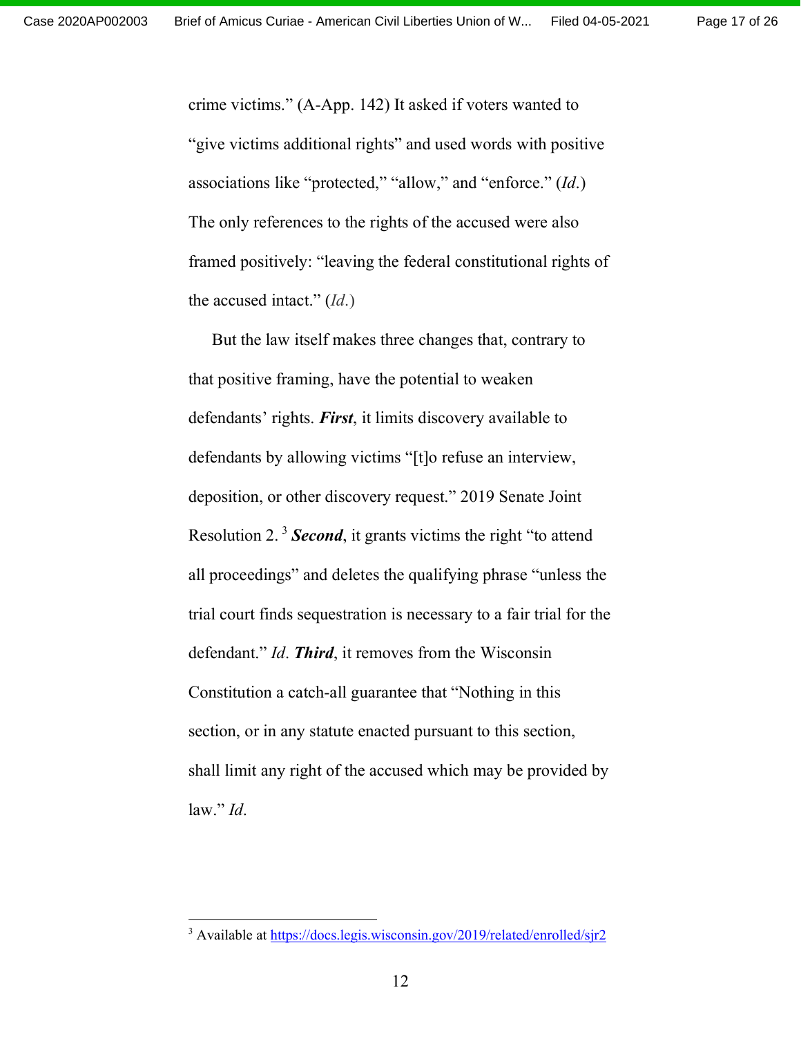crime victims." (A-App. 142) It asked if voters wanted to "give victims additional rights" and used words with positive associations like "protected," "allow," and "enforce." (*Id.*) The only references to the rights of the accused were also framed positively: "leaving the federal constitutional rights of the accused intact." (*Id.*)

But the law itself makes three changes that, contrary to that positive framing, have the potential to weaken defendants' rights. ***First***, it limits discovery available to defendants by allowing victims "[t]o refuse an interview, deposition, or other discovery request." 2019 Senate Joint Resolution 2.[3] ***Second***, it grants victims the right "to attend all proceedings" and deletes the qualifying phrase "unless the trial court finds sequestration is necessary to a fair trial for the defendant." *Id*. ***Third***, it removes from the Wisconsin Constitution a catch-all guarantee that "Nothing in this section, or in any statute enacted pursuant to this section, shall limit any right of the accused which may be provided by law." *Id*.

---

[3] Available at https://docs.legis.wisconsin.gov/2019/related/enrolled/sjr2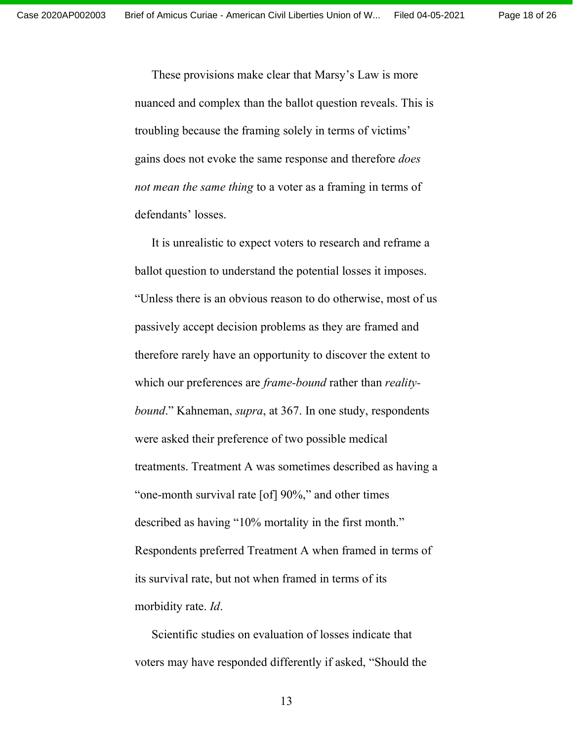These provisions make clear that Marsy's Law is more nuanced and complex than the ballot question reveals. This is troubling because the framing solely in terms of victims' gains does not evoke the same response and therefore *does not mean the same thing* to a voter as a framing in terms of defendants' losses.

It is unrealistic to expect voters to research and reframe a ballot question to understand the potential losses it imposes. "Unless there is an obvious reason to do otherwise, most of us passively accept decision problems as they are framed and therefore rarely have an opportunity to discover the extent to which our preferences are *frame-bound* rather than *reality-bound*." Kahneman, *supra*, at 367. In one study, respondents were asked their preference of two possible medical treatments. Treatment A was sometimes described as having a "one-month survival rate [of] 90%," and other times described as having "10% mortality in the first month." Respondents preferred Treatment A when framed in terms of its survival rate, but not when framed in terms of its morbidity rate. *Id*.

Scientific studies on evaluation of losses indicate that voters may have responded differently if asked, "Should the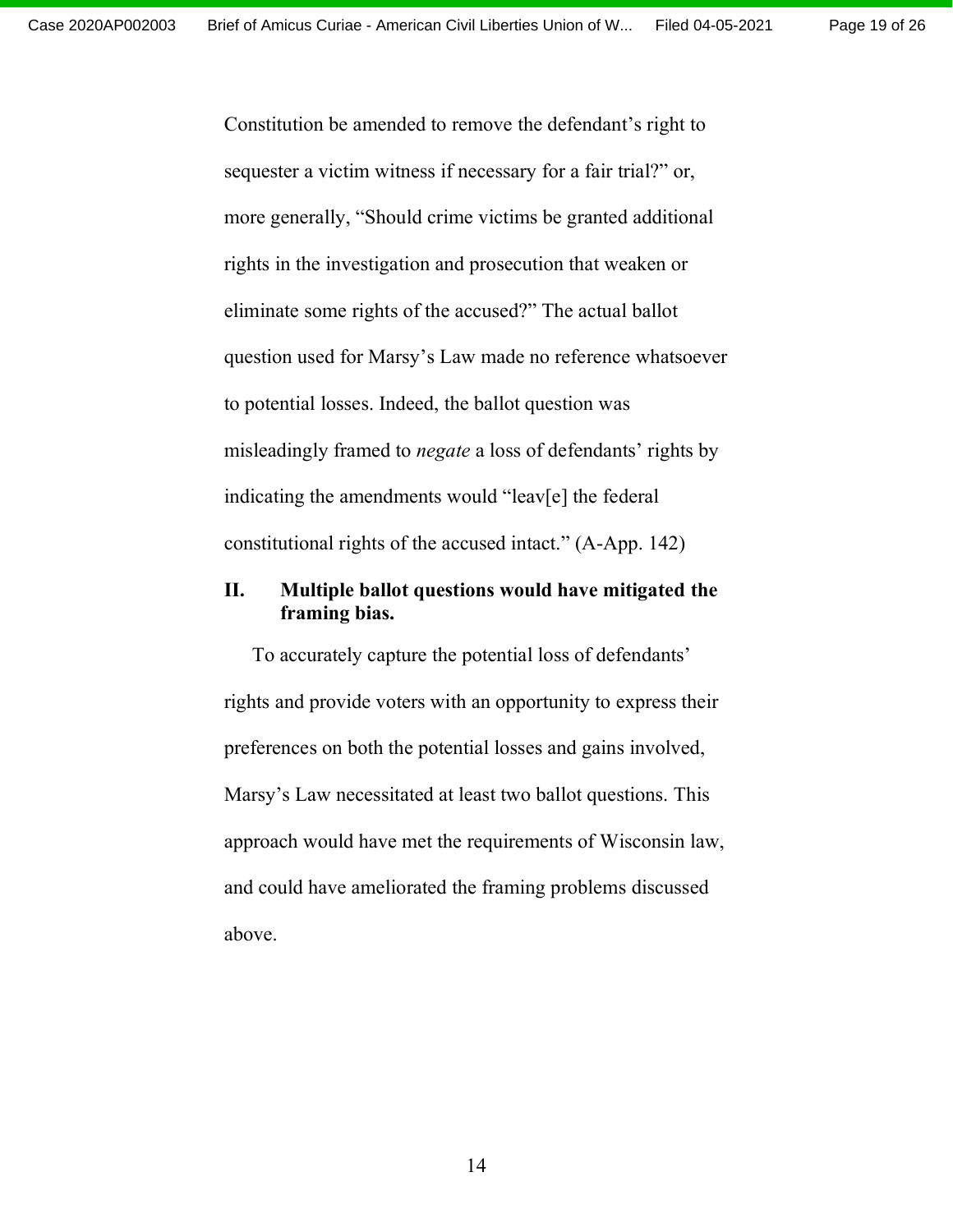Constitution be amended to remove the defendant's right to sequester a victim witness if necessary for a fair trial?" or, more generally, "Should crime victims be granted additional rights in the investigation and prosecution that weaken or eliminate some rights of the accused?" The actual ballot question used for Marsy's Law made no reference whatsoever to potential losses. Indeed, the ballot question was misleadingly framed to *negate* a loss of defendants' rights by indicating the amendments would "leav[e] the federal constitutional rights of the accused intact." (A-App. 142)

## II. Multiple ballot questions would have mitigated the framing bias.

To accurately capture the potential loss of defendants' rights and provide voters with an opportunity to express their preferences on both the potential losses and gains involved, Marsy's Law necessitated at least two ballot questions. This approach would have met the requirements of Wisconsin law, and could have ameliorated the framing problems discussed above.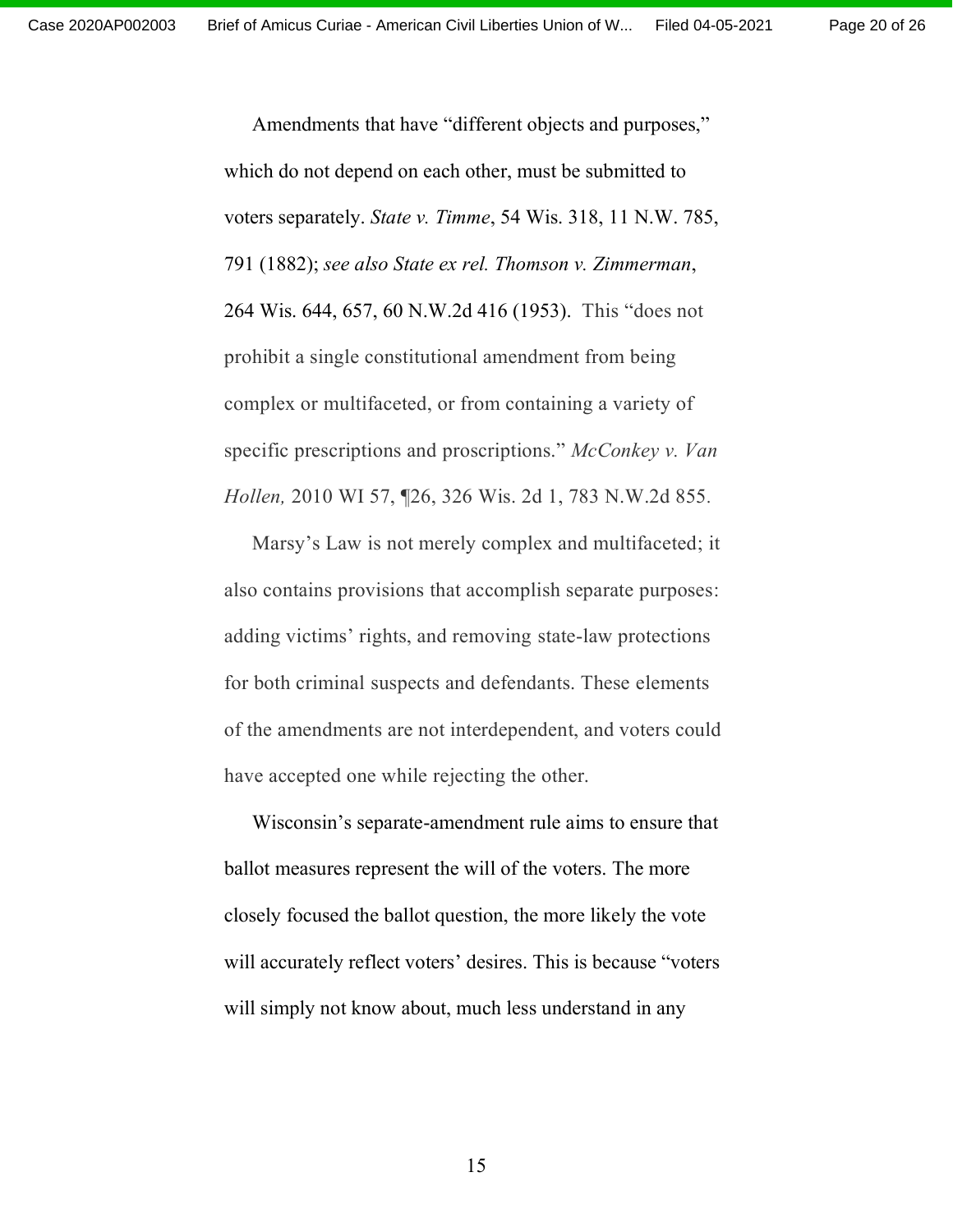Amendments that have "different objects and purposes," which do not depend on each other, must be submitted to voters separately. *State v. Timme*, 54 Wis. 318, 11 N.W. 785, 791 (1882); *see also State ex rel. Thomson v. Zimmerman*, 264 Wis. 644, 657, 60 N.W.2d 416 (1953). This "does not prohibit a single constitutional amendment from being complex or multifaceted, or from containing a variety of specific prescriptions and proscriptions." *McConkey v. Van Hollen,* 2010 WI 57, ¶26, 326 Wis. 2d 1, 783 N.W.2d 855.

Marsy's Law is not merely complex and multifaceted; it also contains provisions that accomplish separate purposes: adding victims' rights, and removing state-law protections for both criminal suspects and defendants. These elements of the amendments are not interdependent, and voters could have accepted one while rejecting the other.

Wisconsin's separate-amendment rule aims to ensure that ballot measures represent the will of the voters. The more closely focused the ballot question, the more likely the vote will accurately reflect voters' desires. This is because "voters will simply not know about, much less understand in any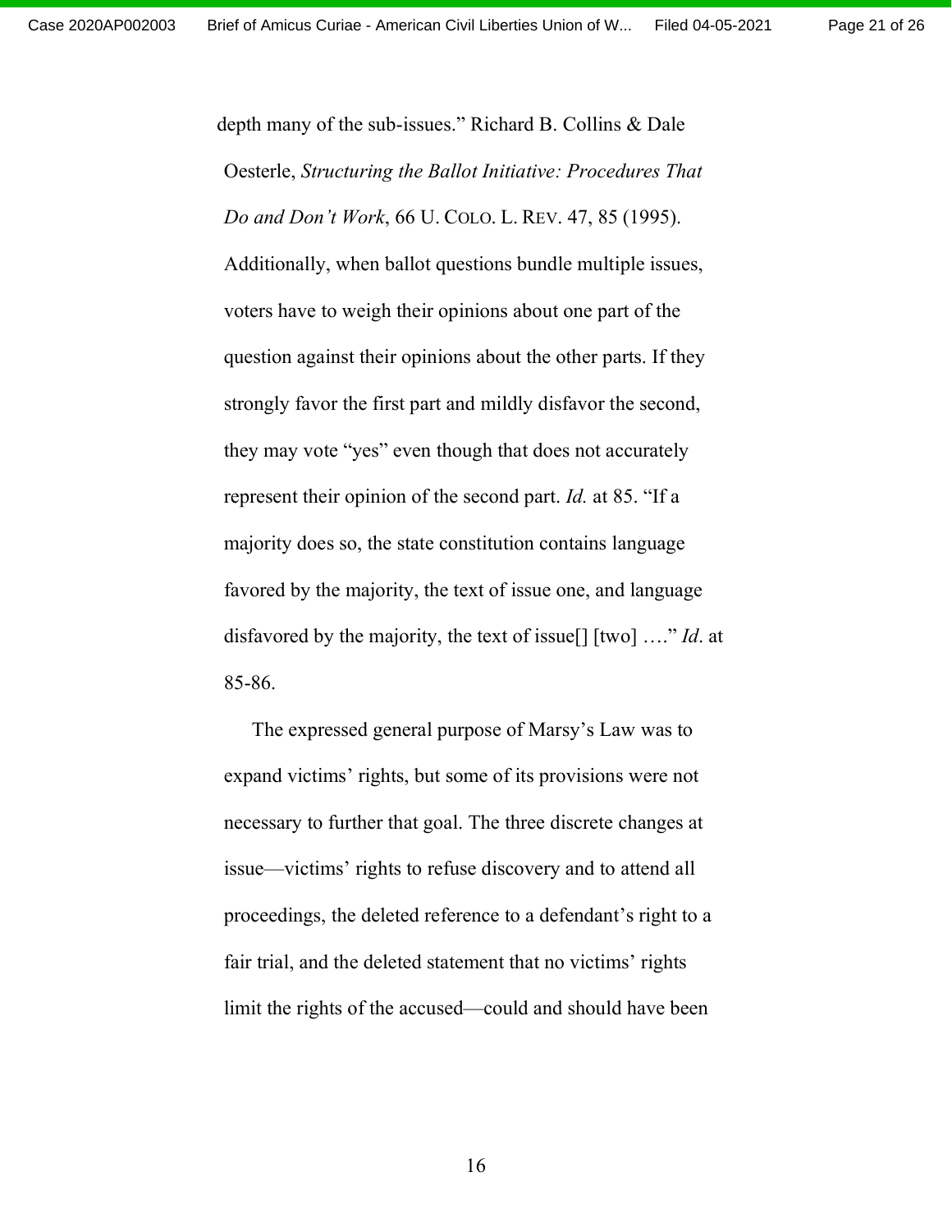depth many of the sub-issues." Richard B. Collins & Dale Oesterle, *Structuring the Ballot Initiative: Procedures That Do and Don't Work*, 66 U. COLO. L. REV. 47, 85 (1995). Additionally, when ballot questions bundle multiple issues, voters have to weigh their opinions about one part of the question against their opinions about the other parts. If they strongly favor the first part and mildly disfavor the second, they may vote "yes" even though that does not accurately represent their opinion of the second part. *Id.* at 85. "If a majority does so, the state constitution contains language favored by the majority, the text of issue one, and language disfavored by the majority, the text of issue[] [two] …." *Id*. at 85-86.

The expressed general purpose of Marsy's Law was to expand victims' rights, but some of its provisions were not necessary to further that goal. The three discrete changes at issue—victims' rights to refuse discovery and to attend all proceedings, the deleted reference to a defendant's right to a fair trial, and the deleted statement that no victims' rights limit the rights of the accused—could and should have been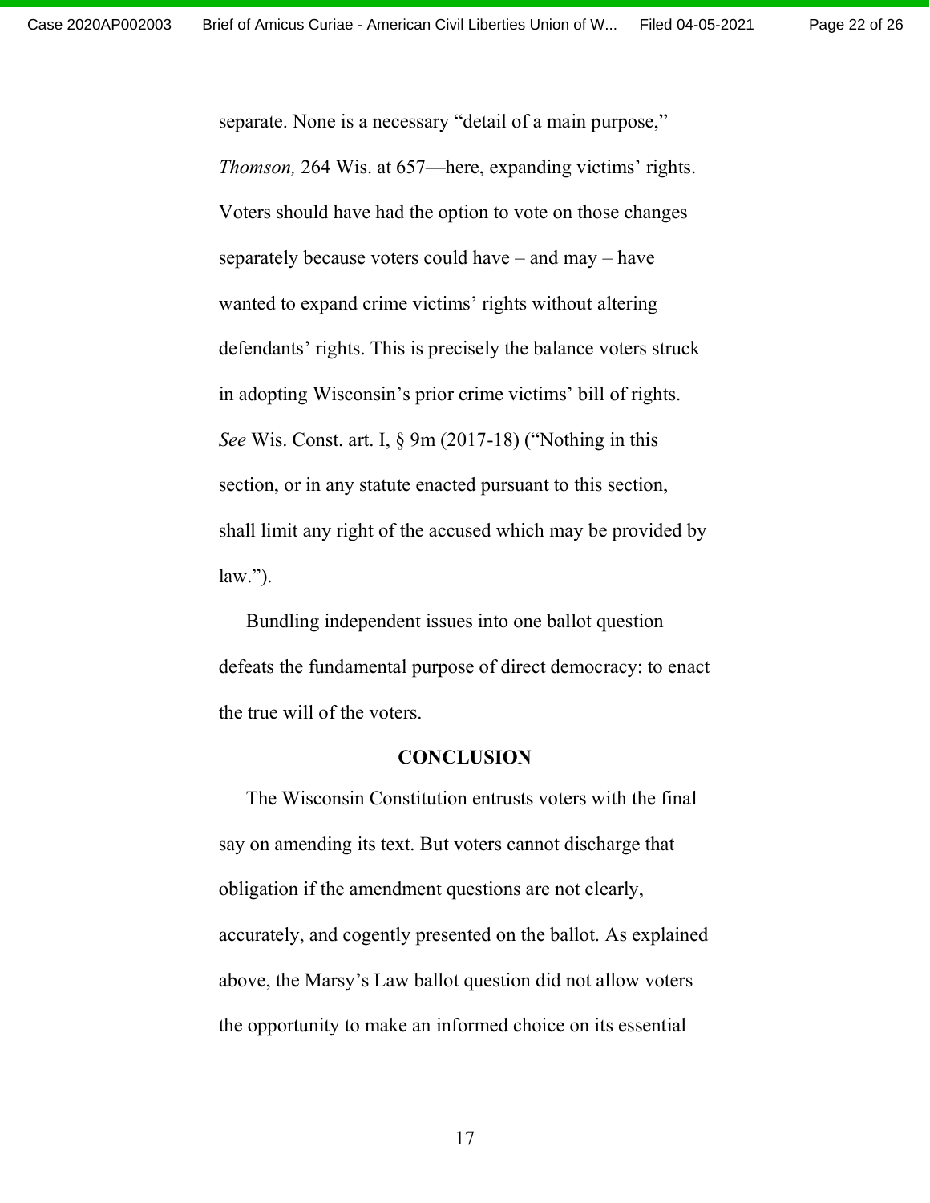separate. None is a necessary "detail of a main purpose," *Thomson,* 264 Wis. at 657—here, expanding victims' rights. Voters should have had the option to vote on those changes separately because voters could have – and may – have wanted to expand crime victims' rights without altering defendants' rights. This is precisely the balance voters struck in adopting Wisconsin's prior crime victims' bill of rights. *See* Wis. Const. art. I, § 9m (2017-18) ("Nothing in this section, or in any statute enacted pursuant to this section, shall limit any right of the accused which may be provided by law.").

Bundling independent issues into one ballot question defeats the fundamental purpose of direct democracy: to enact the true will of the voters.

## CONCLUSION

The Wisconsin Constitution entrusts voters with the final say on amending its text. But voters cannot discharge that obligation if the amendment questions are not clearly, accurately, and cogently presented on the ballot. As explained above, the Marsy's Law ballot question did not allow voters the opportunity to make an informed choice on its essential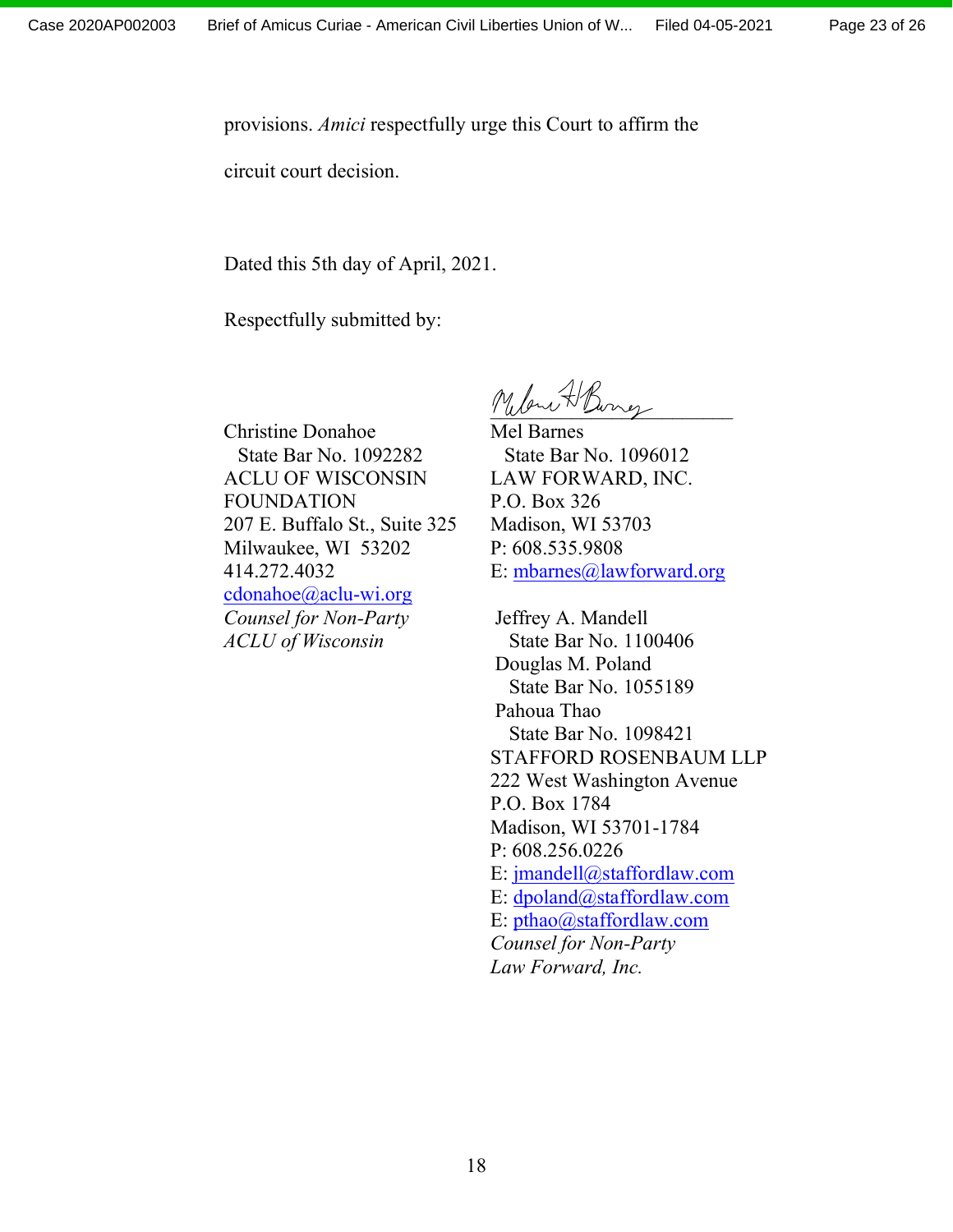provisions. *Amici* respectfully urge this Court to affirm the circuit court decision.

Dated this 5th day of April, 2021.

Respectfully submitted by:

Christine Donahoe
State Bar No. 1092282
ACLU OF WISCONSIN FOUNDATION
207 E. Buffalo St., Suite 325
Milwaukee, WI 53202
414.272.4032
cdonahoe@aclu-wi.org
*Counsel for Non-Party ACLU of Wisconsin*

Mel Barnes
State Bar No. 1096012
LAW FORWARD, INC.
P.O. Box 326
Madison, WI 53703
P: 608.535.9808
E: mbarnes@lawforward.org

Jeffrey A. Mandell
State Bar No. 1100406
Douglas M. Poland
State Bar No. 1055189
Pahoua Thao
State Bar No. 1098421
STAFFORD ROSENBAUM LLP
222 West Washington Avenue
P.O. Box 1784
Madison, WI 53701-1784
P: 608.256.0226
E: jmandell@staffordlaw.com
E: dpoland@staffordlaw.com
E: pthao@staffordlaw.com
*Counsel for Non-Party Law Forward, Inc.*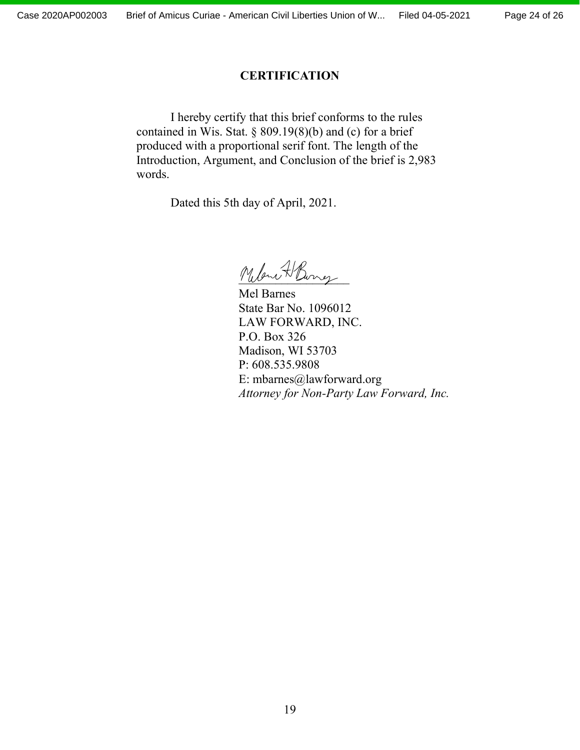# CERTIFICATION

I hereby certify that this brief conforms to the rules contained in Wis. Stat. § 809.19(8)(b) and (c) for a brief produced with a proportional serif font. The length of the Introduction, Argument, and Conclusion of the brief is 2,983 words.

Dated this 5th day of April, 2021.

Mel Barnes
State Bar No. 1096012
LAW FORWARD, INC.
P.O. Box 326
Madison, WI 53703
P: 608.535.9808
E: mbarnes@lawforward.org
*Attorney for Non-Party Law Forward, Inc.*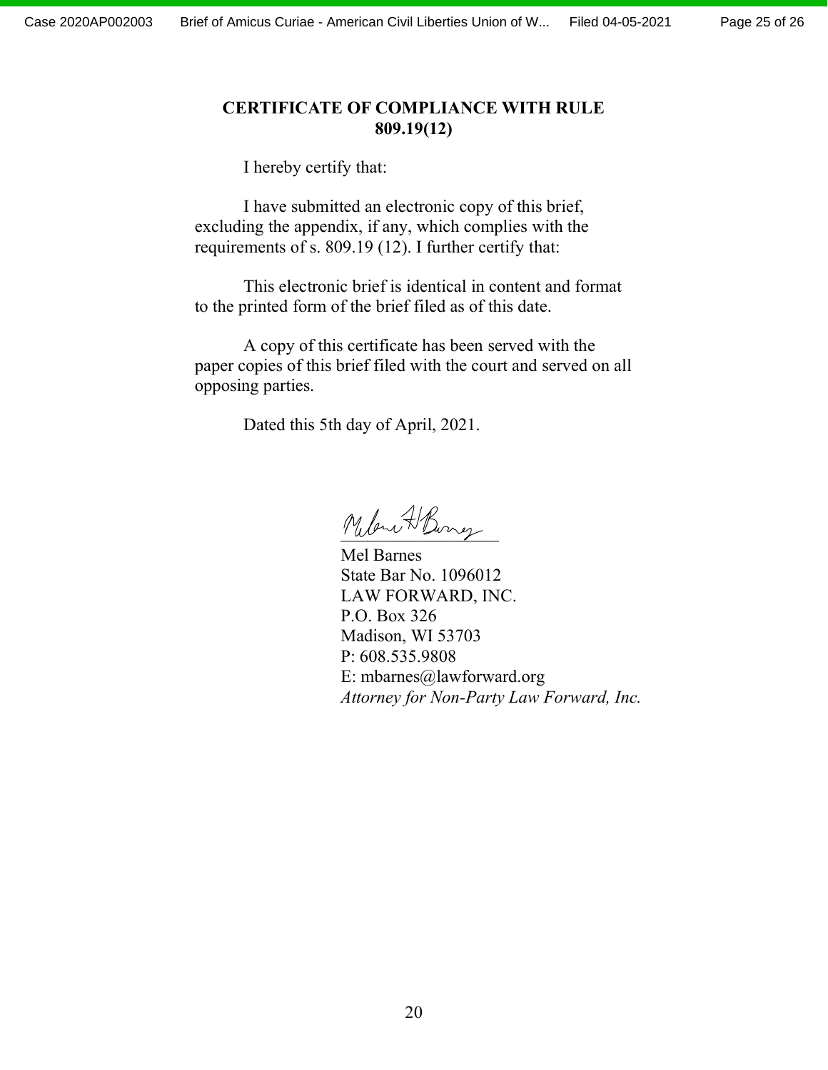## CERTIFICATE OF COMPLIANCE WITH RULE 809.19(12)

I hereby certify that:

I have submitted an electronic copy of this brief, excluding the appendix, if any, which complies with the requirements of s. 809.19 (12). I further certify that:

This electronic brief is identical in content and format to the printed form of the brief filed as of this date.

A copy of this certificate has been served with the paper copies of this brief filed with the court and served on all opposing parties.

Dated this 5th day of April, 2021.

Mel Barnes
State Bar No. 1096012
LAW FORWARD, INC.
P.O. Box 326
Madison, WI 53703
P: 608.535.9808
E: mbarnes@lawforward.org
*Attorney for Non-Party Law Forward, Inc.*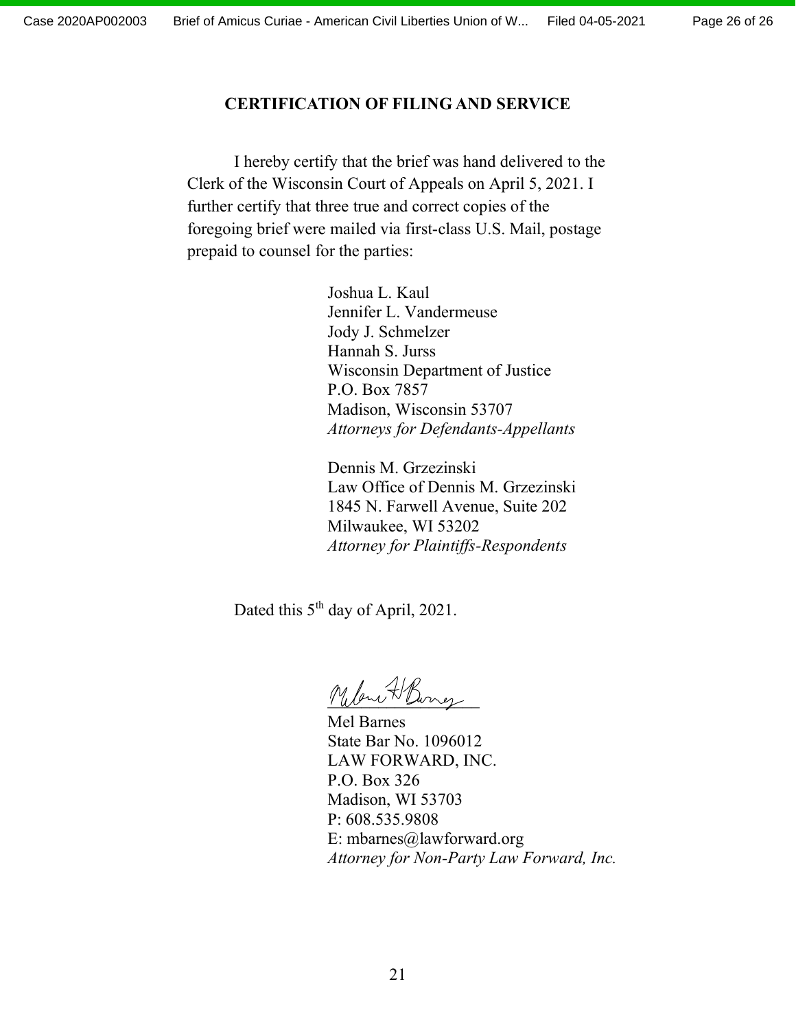## CERTIFICATION OF FILING AND SERVICE

I hereby certify that the brief was hand delivered to the Clerk of the Wisconsin Court of Appeals on April 5, 2021. I further certify that three true and correct copies of the foregoing brief were mailed via first-class U.S. Mail, postage prepaid to counsel for the parties:

Joshua L. Kaul
Jennifer L. Vandermeuse
Jody J. Schmelzer
Hannah S. Jurss
Wisconsin Department of Justice
P.O. Box 7857
Madison, Wisconsin 53707
*Attorneys for Defendants-Appellants*

Dennis M. Grzezinski
Law Office of Dennis M. Grzezinski
1845 N. Farwell Avenue, Suite 202
Milwaukee, WI 53202
*Attorney for Plaintiffs-Respondents*

Dated this 5th day of April, 2021.

Mel Barnes
State Bar No. 1096012
LAW FORWARD, INC.
P.O. Box 326
Madison, WI 53703
P: 608.535.9808
E: mbarnes@lawforward.org
*Attorney for Non-Party Law Forward, Inc.*